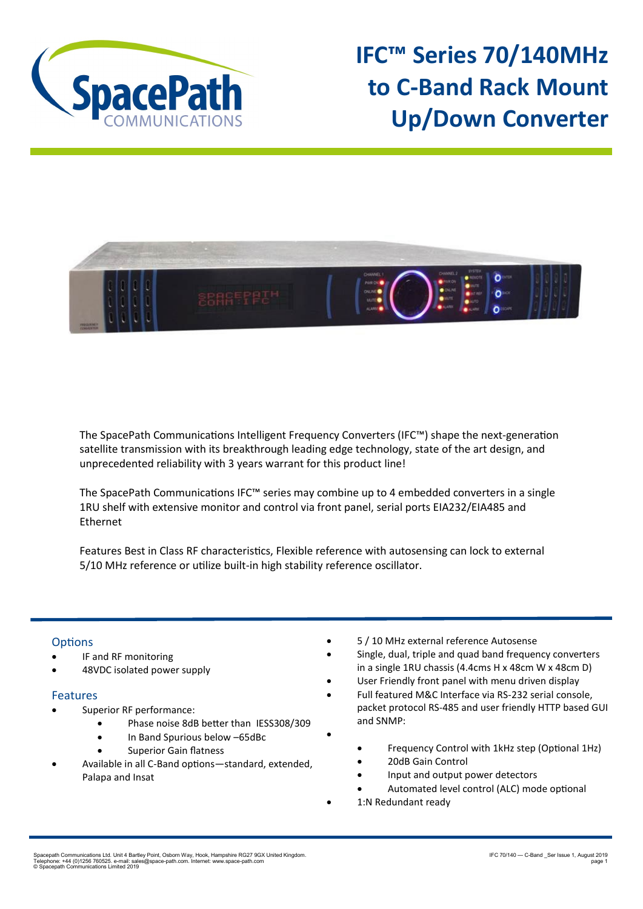# IFC™ Series 70/140MHz to C-Band Rack Mount Up/Down Converter

The SpacePath Communications Intelligent Frequency Converters (IFC™) shape the next-generation satellite transmission with its breakthrough leading edge technology, state of the art design, and unprecedented reliability with 3 years warrant for this product line!

The SpacePath Communications IFC™ series may combine up to 4 embedded converters in a single 1RU shelf with extensive monitor and control via front panel, serial ports EIA232/EIA485 and Ethernet

Features Best in Class RF characteristics, Flexible reference with autosensing can lock to external 5/10 MHz reference or utilize built-in high stability reference oscillator.

## Options

- IF and RF monitoring
- 48VDC isolated power supply

## Features

- Superior RF performance:
  - Phase noise 8dB better than IESS308/309
  - In Band Spurious below –65dBc
  - Superior Gain flatness
- Available in all C-Band options—standard, extended, Palapa and Insat
- 5 / 10 MHz external reference Autosense
- Single, dual, triple and quad band frequency converters in a single 1RU chassis (4.4cms H x 48cm W x 48cm D)
- User Friendly front panel with menu driven display
- Full featured M&C Interface via RS-232 serial console, packet protocol RS-485 and user friendly HTTP based GUI and SNMP:
- 
  - Frequency Control with 1kHz step (Optional 1Hz)
  - 20dB Gain Control
  - Input and output power detectors
  - Automated level control (ALC) mode optional
- 1:N Redundant ready

Spacepath Communications Ltd. Unit 4 Bartley Point, Osborn Way, Hook, Hampshire RG27 9GX United Kingdom.
Telephone: +44 (0)1256 760525. e-mail: sales@space-path.com. Internet: www.space-path.com
© Spacepath Communications Limited 2019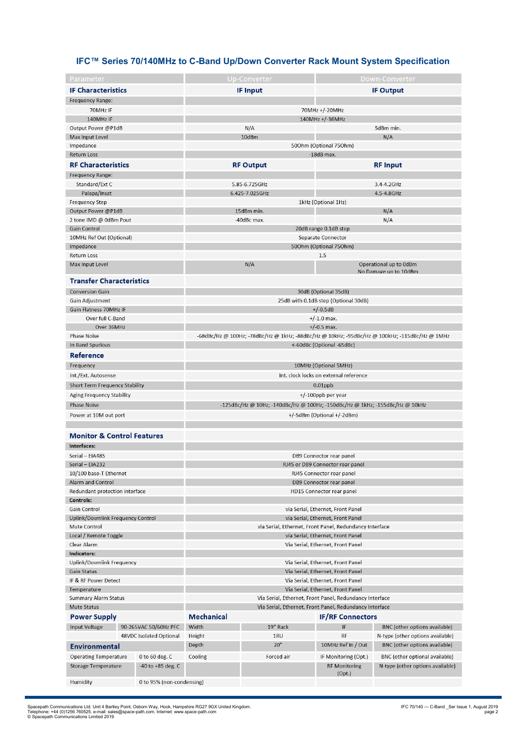## IFC™ Series 70/140MHz to C-Band Up/Down Converter Rack Mount System Specification

| Parameter | Up-Converter | Down-Converter |
|---|---|---|
| **IF Characteristics** | **IF Input** | **IF Output** |
| Frequency Range: | | |
| 70MHz IF | 70MHz +/-20MHz | |
| 140MHz IF | 140MHz +/-36MHz | |
| Output Power @P1dB | N/A | 5dBm min. |
| Max Input Level | 10dBm | N/A |
| Impedance | 50Ohm (Optional 75Ohm) | |
| Return Loss | -18dB max. | |
| **RF Characteristics** | **RF Output** | **RF Input** |
| Frequency Range: | | |
| Standard/Ext C | 5.85-6.725GHz | 3.4-4.2GHz |
| Palapa/Insat | 6.425-7.025GHz | 4.5-4.8GHz |
| Frequency Step | 1kHz (Optional 1Hz) | |
| Output Power @P1dB | 15dBm min. | N/A |
| 2 tone IMD @ 0dBm Pout | -40dBc max. | N/A |
| Gain Control | 20dB range 0.1dB step | |
| 10MHz Ref Out (Optional) | Separate Connector | |
| Impedance | 50Ohm (Optional 75Ohm) | |
| Return Loss | 1.5 | |
| Max Input Level | N/A | Operational up to 0dBm No Damage up to 10dBm |
| **Transfer Characteristics** | | |
| Conversion Gain | 30dB (Optional 35dB) | |
| Gain Adjustment | 25dB with 0.1dB step (Optional 30dB) | |
| Gain Flatness 70MHz IF | +/-0.5dB | |
| Over full C-Band | +/-1.0 max. | |
| Over 36MHz | +/-0.5 max. | |
| Phase Noise | -68dBc/Hz @ 100Hz; -78dBc/Hz @ 1kHz; -88dBc/Hz @ 10kHz; -95dBc/Hz @ 100kHz; -115dBc/Hz @ 1MHz | |
| In Band Spurious | <-60dBc (Optional -65dBc) | |
| **Reference** | | |
| Frequency | 10MHz (Optional 5MHz) | |
| Int./Ext. Autosense | Int. clock locks on external reference | |
| Short Term Frequency Stability | 0.01ppb | |
| Aging Frequency Stability | +/-100ppb per year | |
| Phase Noise | -125dBc/Hz @ 10Hz; -140dBc/Hz @ 100Hz; -150dBc/Hz @ 1kHz; -155dBc/Hz @ 10kHz | |
| Power at 10M out port | +/-5dBm (Optional +/-2dBm) | |
| **Monitor & Control Features** | | |
| **Interfaces:** | | |
| Serial – EIA485 | DB9 Connector rear panel | |
| Serial – EIA232 | RJ45 or DB9 Connector rear panel | |
| 10/100 base-T Ethernet | RJ45 Connector rear panel | |
| Alarm and Control | DB9 Connector rear panel | |
| Redundant protection interface | HD15 Connector rear panel | |
| **Controls:** | | |
| Gain Control | via Serial, Ethernet, Front Panel | |
| Uplink/Downlink Frequency Control | via Serial, Ethernet, Front Panel | |
| Mute Control | via Serial, Ethernet, Front Panel, Redundancy Interface | |
| Local / Remote Toggle | via Serial, Ethernet, Front Panel | |
| Clear Alarm | Via Serial, Ethernet, Front Panel | |
| **Indicators:** | | |
| Uplink/Downlink Frequency | Via Serial, Ethernet, Front Panel | |
| Gain Status | Via Serial, Ethernet, Front Panel | |
| IF & RF Power Detect | Via Serial, Ethernet, Front Panel | |
| Temperature | Via Serial, Ethernet, Front Panel | |
| Summary Alarm Status | Via Serial, Ethernet, Front Panel, Redundancy Interface | |
| Mute Status | Via Serial, Ethernet, Front Panel, Redundancy Interface | |

| **Power Supply** | | **Mechanical** | | **IF/RF Connectors** | |
|---|---|---|---|---|---|
| Input Voltage | 90-265VAC 50/60Hz PFC | Width | 19" Rack | IF | BNC (other options available) |
| | 48VDC Isolated Optional | Height | 1RU | RF | N-type (other options available) |
| **Environmental** | | Depth | 20" | 10MHz Ref In / Out | BNC (other options available) |
| Operating Temperature | 0 to 60 deg. C | Cooling | Forced air | IF Monitoring (Opt.) | BNC (other optional available) |
| Storage Temperature | -40 to +85 deg. C | | | RF Monitoring (Opt.) | N-type (other options available) |
| Humidity | 0 to 95% (non-condensing) | | | | |

Spacepath Communications Ltd. Unit 4 Bartley Point, Osborn Way, Hook, Hampshire RG27 9GX United Kingdom.
Telephone: +44 (0)1256 760525. e-mail: sales@space-path.com. Internet: www.space-path.com
© Spacepath Communications Limited 2019

IFC 70/140 — C-Band _Ser Issue 1, August 2019